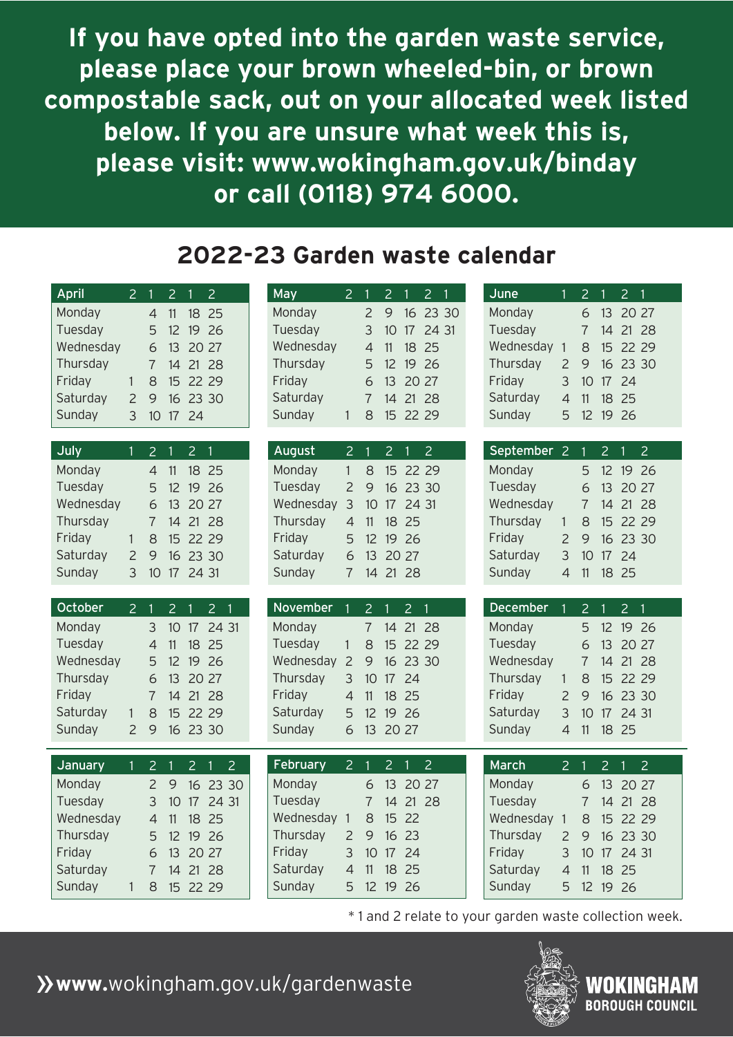**If you have opted into the garden waste service, please place your brown wheeled-bin, or brown compostable sack, out on your allocated week listed below. If you are unsure what week this is, please visit: www.wokingham.gov.uk/binday or call (0118) 974 6000.**

# 2022-23 Garden waste calendar

| April | 2 | 1 | 2 | 1 | 2 |
|---|---|---|---|---|---|
| Monday | | 4 | 11 | 18 | 25 |
| Tuesday | | 5 | 12 | 19 | 26 |
| Wednesday | | 6 | 13 | 20 | 27 |
| Thursday | | 7 | 14 | 21 | 28 |
| Friday | 1 | 8 | 15 | 22 | 29 |
| Saturday | 2 | 9 | 16 | 23 | 30 |
| Sunday | 3 | 10 | 17 | 24 | |

| May | 2 | 1 | 2 | 1 | 2 | 1 |
|---|---|---|---|---|---|---|
| Monday | | 2 | 9 | 16 | 23 | 30 |
| Tuesday | | 3 | 10 | 17 | 24 | 31 |
| Wednesday | | 4 | 11 | 18 | 25 | |
| Thursday | | 5 | 12 | 19 | 26 | |
| Friday | | 6 | 13 | 20 | 27 | |
| Saturday | | 7 | 14 | 21 | 28 | |
| Sunday | 1 | 8 | 15 | 22 | 29 | |

| June | 1 | 2 | 1 | 2 | 1 |
|---|---|---|---|---|---|
| Monday | | 6 | 13 | 20 | 27 |
| Tuesday | | 7 | 14 | 21 | 28 |
| Wednesday | 1 | 8 | 15 | 22 | 29 |
| Thursday | 2 | 9 | 16 | 23 | 30 |
| Friday | 3 | 10 | 17 | 24 | |
| Saturday | 4 | 11 | 18 | 25 | |
| Sunday | 5 | 12 | 19 | 26 | |

| July | 1 | 2 | 1 | 2 | 1 |
|---|---|---|---|---|---|
| Monday | | 4 | 11 | 18 | 25 |
| Tuesday | | 5 | 12 | 19 | 26 |
| Wednesday | | 6 | 13 | 20 | 27 |
| Thursday | | 7 | 14 | 21 | 28 |
| Friday | 1 | 8 | 15 | 22 | 29 |
| Saturday | 2 | 9 | 16 | 23 | 30 |
| Sunday | 3 | 10 | 17 | 24 | 31 |

| August | 2 | 1 | 2 | 1 | 2 |
|---|---|---|---|---|---|
| Monday | 1 | 8 | 15 | 22 | 29 |
| Tuesday | 2 | 9 | 16 | 23 | 30 |
| Wednesday | 3 | 10 | 17 | 24 | 31 |
| Thursday | 4 | 11 | 18 | 25 | |
| Friday | 5 | 12 | 19 | 26 | |
| Saturday | 6 | 13 | 20 | 27 | |
| Sunday | 7 | 14 | 21 | 28 | |

| September | 2 | 1 | 2 | 1 | 2 |
|---|---|---|---|---|---|
| Monday | | 5 | 12 | 19 | 26 |
| Tuesday | | 6 | 13 | 20 | 27 |
| Wednesday | | 7 | 14 | 21 | 28 |
| Thursday | 1 | 8 | 15 | 22 | 29 |
| Friday | 2 | 9 | 16 | 23 | 30 |
| Saturday | 3 | 10 | 17 | 24 | |
| Sunday | 4 | 11 | 18 | 25 | |

| October | 2 | 1 | 2 | 1 | 2 | 1 |
|---|---|---|---|---|---|---|
| Monday | | 3 | 10 | 17 | 24 | 31 |
| Tuesday | | 4 | 11 | 18 | 25 | |
| Wednesday | | 5 | 12 | 19 | 26 | |
| Thursday | | 6 | 13 | 20 | 27 | |
| Friday | | 7 | 14 | 21 | 28 | |
| Saturday | 1 | 8 | 15 | 22 | 29 | |
| Sunday | 2 | 9 | 16 | 23 | 30 | |

| November | 1 | 2 | 1 | 2 | 1 |
|---|---|---|---|---|---|
| Monday | | 7 | 14 | 21 | 28 |
| Tuesday | 1 | 8 | 15 | 22 | 29 |
| Wednesday | 2 | 9 | 16 | 23 | 30 |
| Thursday | 3 | 10 | 17 | 24 | |
| Friday | 4 | 11 | 18 | 25 | |
| Saturday | 5 | 12 | 19 | 26 | |
| Sunday | 6 | 13 | 20 | 27 | |

| December | 1 | 2 | 1 | 2 | 1 |
|---|---|---|---|---|---|
| Monday | | 5 | 12 | 19 | 26 |
| Tuesday | | 6 | 13 | 20 | 27 |
| Wednesday | | 7 | 14 | 21 | 28 |
| Thursday | 1 | 8 | 15 | 22 | 29 |
| Friday | 2 | 9 | 16 | 23 | 30 |
| Saturday | 3 | 10 | 17 | 24 | 31 |
| Sunday | 4 | 11 | 18 | 25 | |

| January | 1 | 2 | 1 | 2 | 1 | 2 |
|---|---|---|---|---|---|---|
| Monday | | 2 | 9 | 16 | 23 | 30 |
| Tuesday | | 3 | 10 | 17 | 24 | 31 |
| Wednesday | | 4 | 11 | 18 | 25 | |
| Thursday | | 5 | 12 | 19 | 26 | |
| Friday | | 6 | 13 | 20 | 27 | |
| Saturday | | 7 | 14 | 21 | 28 | |
| Sunday | 1 | 8 | 15 | 22 | 29 | |

| February | 2 | 1 | 2 | 1 | 2 |
|---|---|---|---|---|---|
| Monday | | 6 | 13 | 20 | 27 |
| Tuesday | | 7 | 14 | 21 | 28 |
| Wednesday | 1 | 8 | 15 | 22 | |
| Thursday | 2 | 9 | 16 | 23 | |
| Friday | 3 | 10 | 17 | 24 | |
| Saturday | 4 | 11 | 18 | 25 | |
| Sunday | 5 | 12 | 19 | 26 | |

| March | 2 | 1 | 2 | 1 | 2 |
|---|---|---|---|---|---|
| Monday | | 6 | 13 | 20 | 27 |
| Tuesday | | 7 | 14 | 21 | 28 |
| Wednesday | 1 | 8 | 15 | 22 | 29 |
| Thursday | 2 | 9 | 16 | 23 | 30 |
| Friday | 3 | 10 | 17 | 24 | 31 |
| Saturday | 4 | 11 | 18 | 25 | |
| Sunday | 5 | 12 | 19 | 26 | |

* 1 and 2 relate to your garden waste collection week.

» **www.**wokingham.gov.uk/gardenwaste

**WOKINGHAM BOROUGH COUNCIL**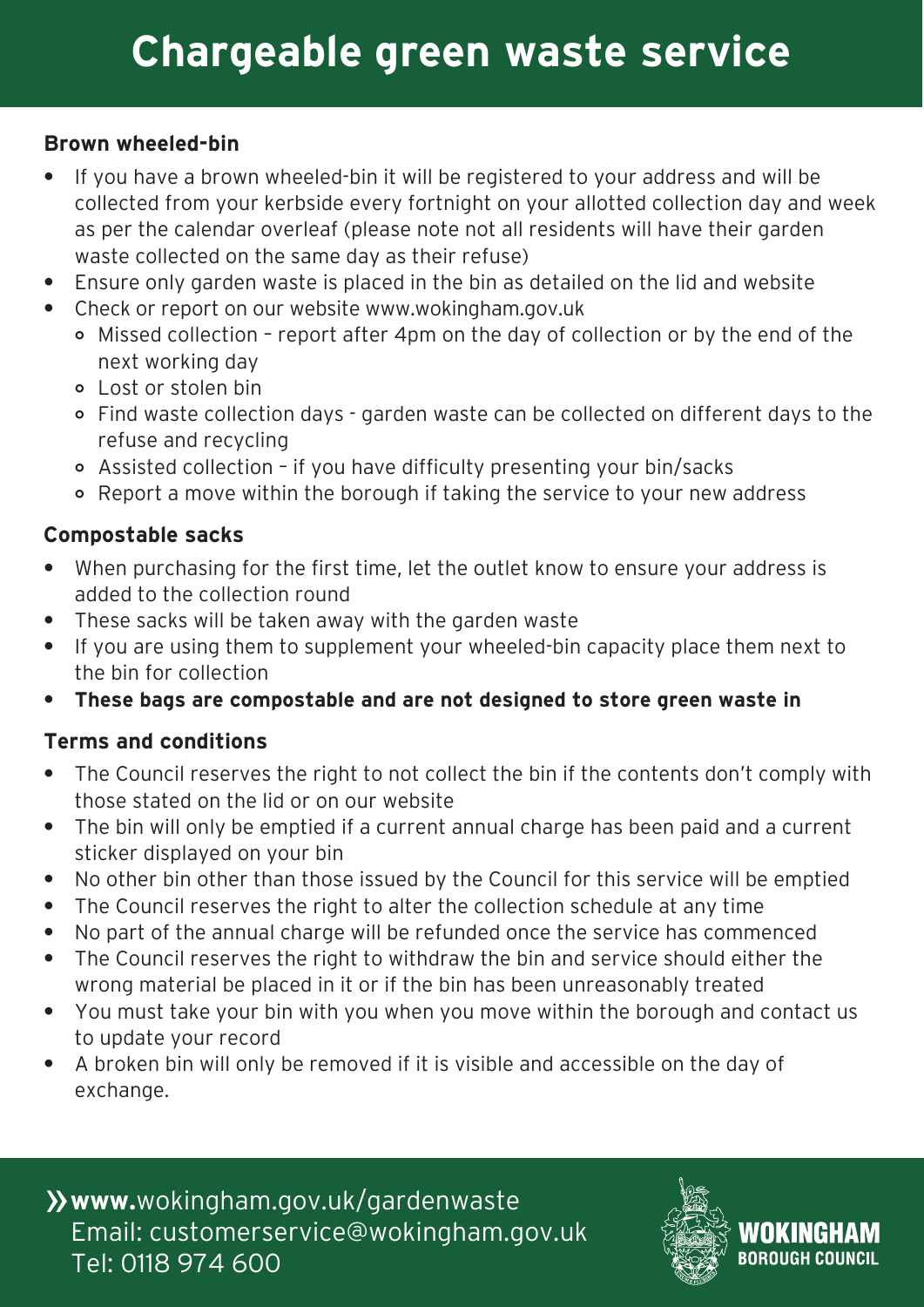# Chargeable green waste service

### Brown wheeled-bin

- If you have a brown wheeled-bin it will be registered to your address and will be collected from your kerbside every fortnight on your allotted collection day and week as per the calendar overleaf (please note not all residents will have their garden waste collected on the same day as their refuse)
- Ensure only garden waste is placed in the bin as detailed on the lid and website
- Check or report on our website www.wokingham.gov.uk
  - Missed collection – report after 4pm on the day of collection or by the end of the next working day
  - Lost or stolen bin
  - Find waste collection days - garden waste can be collected on different days to the refuse and recycling
  - Assisted collection – if you have difficulty presenting your bin/sacks
  - Report a move within the borough if taking the service to your new address

### Compostable sacks

- When purchasing for the first time, let the outlet know to ensure your address is added to the collection round
- These sacks will be taken away with the garden waste
- If you are using them to supplement your wheeled-bin capacity place them next to the bin for collection
- **These bags are compostable and are not designed to store green waste in**

### Terms and conditions

- The Council reserves the right to not collect the bin if the contents don't comply with those stated on the lid or on our website
- The bin will only be emptied if a current annual charge has been paid and a current sticker displayed on your bin
- No other bin other than those issued by the Council for this service will be emptied
- The Council reserves the right to alter the collection schedule at any time
- No part of the annual charge will be refunded once the service has commenced
- The Council reserves the right to withdraw the bin and service should either the wrong material be placed in it or if the bin has been unreasonably treated
- You must take your bin with you when you move within the borough and contact us to update your record
- A broken bin will only be removed if it is visible and accessible on the day of exchange.

» **www.**wokingham.gov.uk/gardenwaste
Email: customerservice@wokingham.gov.uk
Tel: 0118 974 600

WOKINGHAM BOROUGH COUNCIL